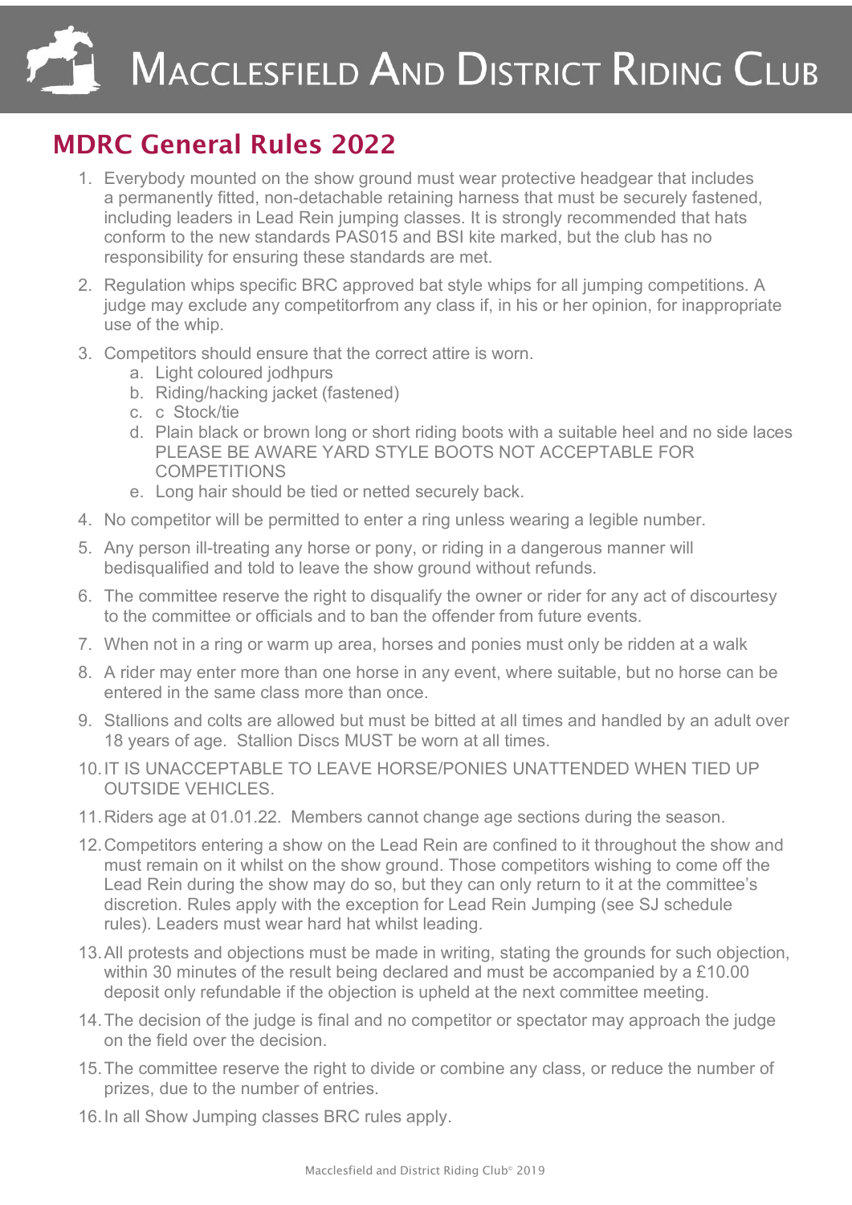# Macclesfield And District Riding Club

## MDRC General Rules 2022

1. Everybody mounted on the show ground must wear protective headgear that includes a permanently fitted, non-detachable retaining harness that must be securely fastened, including leaders in Lead Rein jumping classes. It is strongly recommended that hats conform to the new standards PAS015 and BSI kite marked, but the club has no responsibility for ensuring these standards are met.
2. Regulation whips specific BRC approved bat style whips for all jumping competitions. A judge may exclude any competitorfrom any class if, in his or her opinion, for inappropriate use of the whip.
3. Competitors should ensure that the correct attire is worn.
   a. Light coloured jodhpurs
   b. Riding/hacking jacket (fastened)
   c. c Stock/tie
   d. Plain black or brown long or short riding boots with a suitable heel and no side laces PLEASE BE AWARE YARD STYLE BOOTS NOT ACCEPTABLE FOR COMPETITIONS
   e. Long hair should be tied or netted securely back.
4. No competitor will be permitted to enter a ring unless wearing a legible number.
5. Any person ill-treating any horse or pony, or riding in a dangerous manner will bedisqualified and told to leave the show ground without refunds.
6. The committee reserve the right to disqualify the owner or rider for any act of discourtesy to the committee or officials and to ban the offender from future events.
7. When not in a ring or warm up area, horses and ponies must only be ridden at a walk
8. A rider may enter more than one horse in any event, where suitable, but no horse can be entered in the same class more than once.
9. Stallions and colts are allowed but must be bitted at all times and handled by an adult over 18 years of age. Stallion Discs MUST be worn at all times.
10. IT IS UNACCEPTABLE TO LEAVE HORSE/PONIES UNATTENDED WHEN TIED UP OUTSIDE VEHICLES.
11. Riders age at 01.01.22. Members cannot change age sections during the season.
12. Competitors entering a show on the Lead Rein are confined to it throughout the show and must remain on it whilst on the show ground. Those competitors wishing to come off the Lead Rein during the show may do so, but they can only return to it at the committee's discretion. Rules apply with the exception for Lead Rein Jumping (see SJ schedule rules). Leaders must wear hard hat whilst leading.
13. All protests and objections must be made in writing, stating the grounds for such objection, within 30 minutes of the result being declared and must be accompanied by a £10.00 deposit only refundable if the objection is upheld at the next committee meeting.
14. The decision of the judge is final and no competitor or spectator may approach the judge on the field over the decision.
15. The committee reserve the right to divide or combine any class, or reduce the number of prizes, due to the number of entries.
16. In all Show Jumping classes BRC rules apply.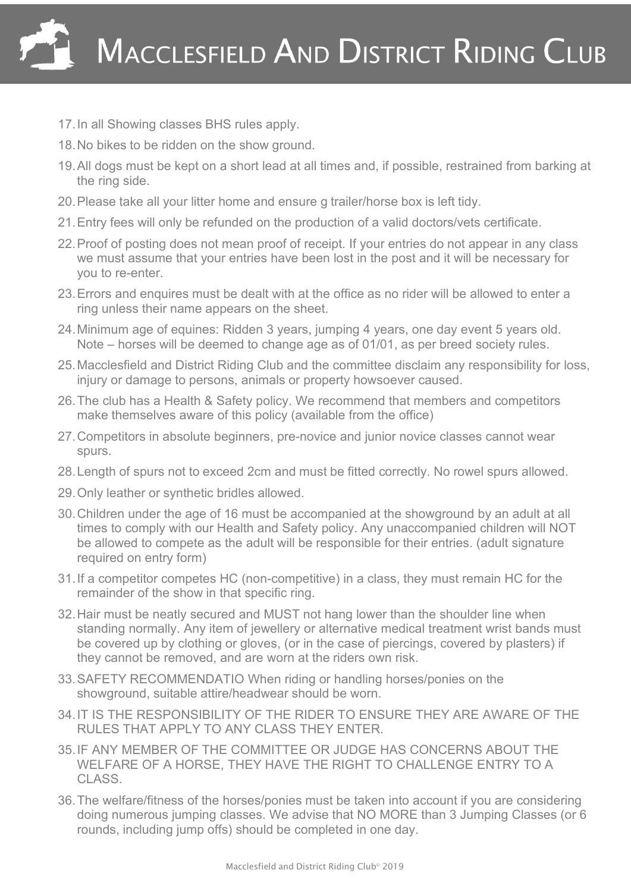17. In all Showing classes BHS rules apply.
18. No bikes to be ridden on the show ground.
19. All dogs must be kept on a short lead at all times and, if possible, restrained from barking at the ring side.
20. Please take all your litter home and ensure g trailer/horse box is left tidy.
21. Entry fees will only be refunded on the production of a valid doctors/vets certificate.
22. Proof of posting does not mean proof of receipt. If your entries do not appear in any class we must assume that your entries have been lost in the post and it will be necessary for you to re-enter.
23. Errors and enquires must be dealt with at the office as no rider will be allowed to enter a ring unless their name appears on the sheet.
24. Minimum age of equines: Ridden 3 years, jumping 4 years, one day event 5 years old. Note – horses will be deemed to change age as of 01/01, as per breed society rules.
25. Macclesfield and District Riding Club and the committee disclaim any responsibility for loss, injury or damage to persons, animals or property howsoever caused.
26. The club has a Health & Safety policy. We recommend that members and competitors make themselves aware of this policy (available from the office)
27. Competitors in absolute beginners, pre-novice and junior novice classes cannot wear spurs.
28. Length of spurs not to exceed 2cm and must be fitted correctly. No rowel spurs allowed.
29. Only leather or synthetic bridles allowed.
30. Children under the age of 16 must be accompanied at the showground by an adult at all times to comply with our Health and Safety policy. Any unaccompanied children will NOT be allowed to compete as the adult will be responsible for their entries. (adult signature required on entry form)
31. If a competitor competes HC (non-competitive) in a class, they must remain HC for the remainder of the show in that specific ring.
32. Hair must be neatly secured and MUST not hang lower than the shoulder line when standing normally. Any item of jewellery or alternative medical treatment wrist bands must be covered up by clothing or gloves, (or in the case of piercings, covered by plasters) if they cannot be removed, and are worn at the riders own risk.
33. SAFETY RECOMMENDATIO When riding or handling horses/ponies on the showground, suitable attire/headwear should be worn.
34. IT IS THE RESPONSIBILITY OF THE RIDER TO ENSURE THEY ARE AWARE OF THE RULES THAT APPLY TO ANY CLASS THEY ENTER.
35. IF ANY MEMBER OF THE COMMITTEE OR JUDGE HAS CONCERNS ABOUT THE WELFARE OF A HORSE, THEY HAVE THE RIGHT TO CHALLENGE ENTRY TO A CLASS.
36. The welfare/fitness of the horses/ponies must be taken into account if you are considering doing numerous jumping classes. We advise that NO MORE than 3 Jumping Classes (or 6 rounds, including jump offs) should be completed in one day.